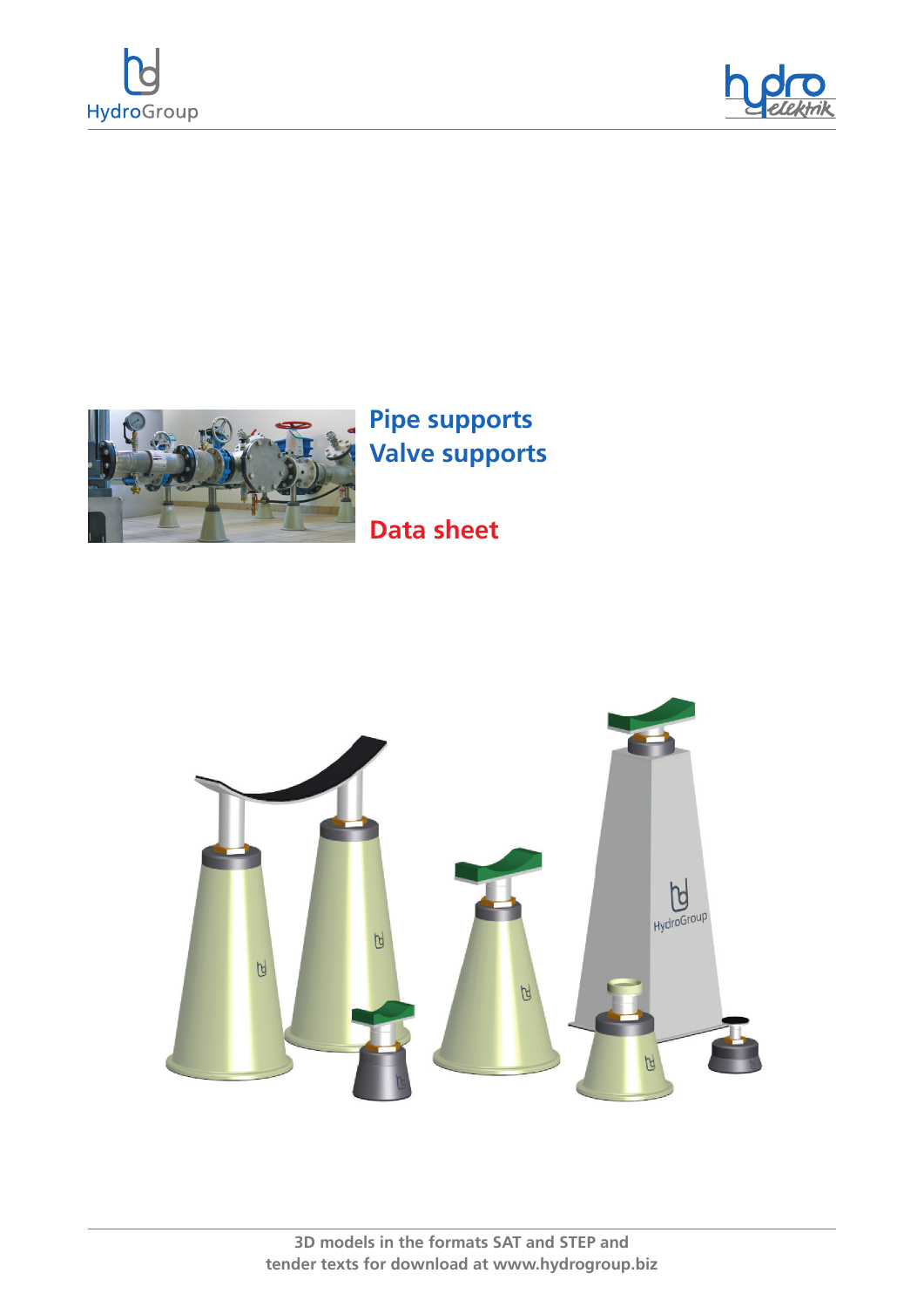HydroGroup

hydro elektrik

# Pipe supports
# Valve supports

## Data sheet

3D models in the formats SAT and STEP and tender texts for download at www.hydrogroup.biz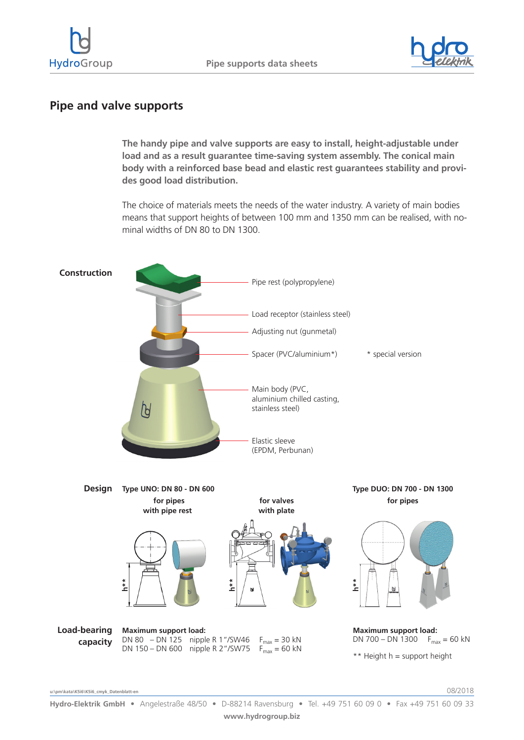## Pipe and valve supports

**The handy pipe and valve supports are easy to install, height-adjustable under load and as a result guarantee time-saving system assembly. The conical main body with a reinforced base bead and elastic rest guarantees stability and provides good load distribution.**

The choice of materials meets the needs of the water industry. A variety of main bodies means that support heights of between 100 mm and 1350 mm can be realised, with nominal widths of DN 80 to DN 1300.

### Construction

Pipe rest (polypropylene)

Load receptor (stainless steel)

Adjusting nut (gunmetal)

Spacer (PVC/aluminium*)

\* special version

Main body (PVC, aluminium chilled casting, stainless steel)

Elastic sleeve (EPDM, Perbunan)

### Design

**Type UNO: DN 80 - DN 600**

**for pipes with pipe rest**

**for valves with plate**

**Type DUO: DN 700 - DN 1300**

**for pipes**

h**

### Load-bearing capacity

**Maximum support load:**

DN 80 – DN 125 nipple R 1"/SW46 $F_{max}$ = 30 kN

DN 150 – DN 600 nipple R 2"/SW75 $F_{max}$ = 60 kN

**Maximum support load:**

DN 700 – DN 1300 $F_{max}$ = 60 kN

\*\* Height h = support height

u:\pm\kata\K5i6\K5i6_cmyk_Datenblatt-en

08/2018

Hydro-Elektrik GmbH • Angelestraße 48/50 • D-88214 Ravensburg • Tel. +49 751 60 09 0 • Fax +49 751 60 09 33

www.hydrogroup.biz